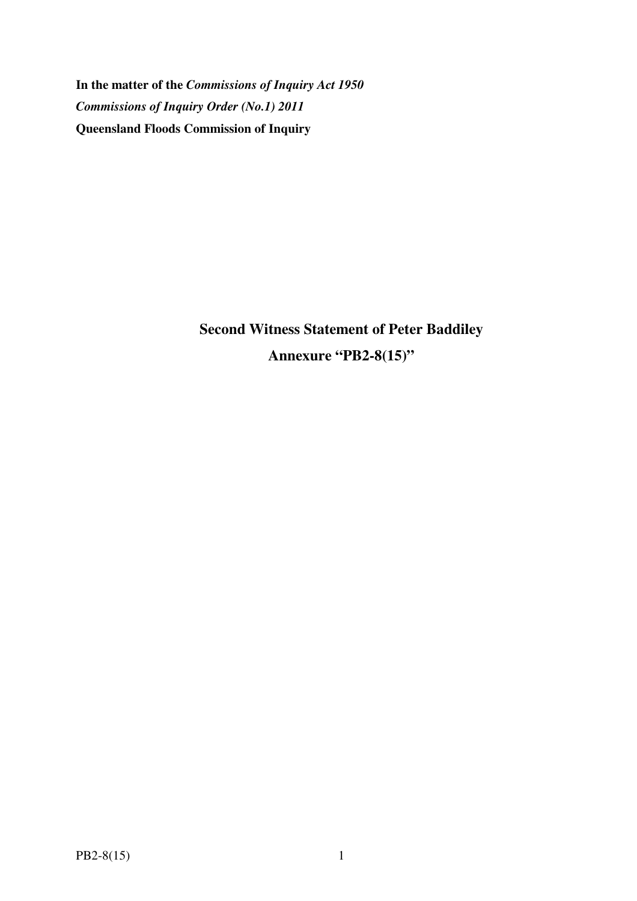**In the matter of the *Commissions of Inquiry Act 1950***

***Commissions of Inquiry Order (No.1) 2011***

**Queensland Floods Commission of Inquiry**

## Second Witness Statement of Peter Baddiley

## Annexure "PB2-8(15)"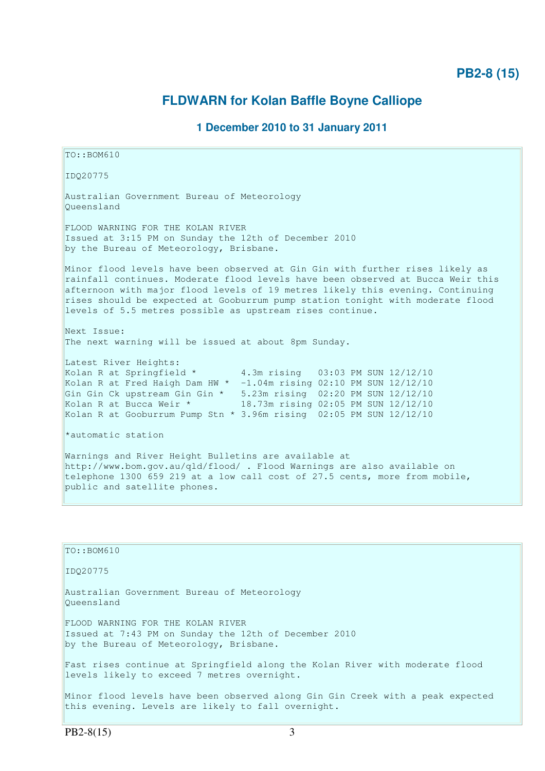**PB2-8 (15)**

## FLDWARN for Kolan Baffle Boyne Calliope

### 1 December 2010 to 31 January 2011

```
TO::BOM610

IDQ20775

Australian Government Bureau of Meteorology
Queensland

FLOOD WARNING FOR THE KOLAN RIVER
Issued at 3:15 PM on Sunday the 12th of December 2010
by the Bureau of Meteorology, Brisbane.

Minor flood levels have been observed at Gin Gin with further rises likely as
rainfall continues. Moderate flood levels have been observed at Bucca Weir this
afternoon with major flood levels of 19 metres likely this evening. Continuing
rises should be expected at Gooburrum pump station tonight with moderate flood
levels of 5.5 metres possible as upstream rises continue.

Next Issue:
The next warning will be issued at about 8pm Sunday.

Latest River Heights:
Kolan R at Springfield *        4.3m rising   03:03 PM SUN 12/12/10
Kolan R at Fred Haigh Dam HW *  -1.04m rising 02:10 PM SUN 12/12/10
Gin Gin Ck upstream Gin Gin *   5.23m rising  02:20 PM SUN 12/12/10
Kolan R at Bucca Weir *         18.73m rising 02:05 PM SUN 12/12/10
Kolan R at Gooburrum Pump Stn * 3.96m rising  02:05 PM SUN 12/12/10

*automatic station

Warnings and River Height Bulletins are available at
http://www.bom.gov.au/qld/flood/ . Flood Warnings are also available on
telephone 1300 659 219 at a low call cost of 27.5 cents, more from mobile,
public and satellite phones.
```

```
TO::BOM610

IDQ20775

Australian Government Bureau of Meteorology
Queensland

FLOOD WARNING FOR THE KOLAN RIVER
Issued at 7:43 PM on Sunday the 12th of December 2010
by the Bureau of Meteorology, Brisbane.

Fast rises continue at Springfield along the Kolan River with moderate flood
levels likely to exceed 7 metres overnight.

Minor flood levels have been observed along Gin Gin Creek with a peak expected
this evening. Levels are likely to fall overnight.
```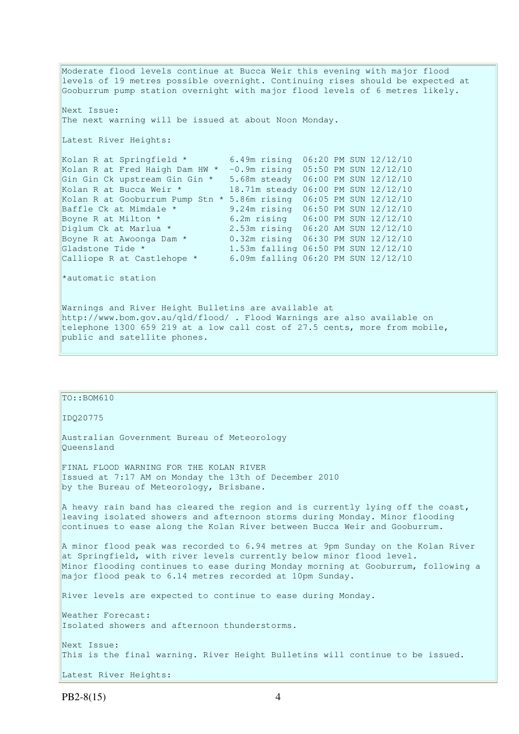Moderate flood levels continue at Bucca Weir this evening with major flood levels of 19 metres possible overnight. Continuing rises should be expected at Gooburrum pump station overnight with major flood levels of 6 metres likely.

Next Issue:
The next warning will be issued at about Noon Monday.

Latest River Heights:

```
Kolan R at Springfield *        6.49m rising  06:20 PM SUN 12/12/10
Kolan R at Fred Haigh Dam HW *  -0.9m rising  05:50 PM SUN 12/12/10
Gin Gin Ck upstream Gin Gin *   5.68m steady  06:00 PM SUN 12/12/10
Kolan R at Bucca Weir *         18.71m steady 06:00 PM SUN 12/12/10
Kolan R at Gooburrum Pump Stn * 5.86m rising  06:05 PM SUN 12/12/10
Baffle Ck at Mimdale *          9.24m rising  06:50 PM SUN 12/12/10
Boyne R at Milton *             6.2m rising   06:00 PM SUN 12/12/10
Diglum Ck at Marlua *           2.53m rising  06:20 AM SUN 12/12/10
Boyne R at Awoonga Dam *        0.32m rising  06:30 PM SUN 12/12/10
Gladstone Tide *                1.53m falling 06:50 PM SUN 12/12/10
Calliope R at Castlehope *      6.09m falling 06:20 PM SUN 12/12/10
```

*automatic station

Warnings and River Height Bulletins are available at http://www.bom.gov.au/qld/flood/ . Flood Warnings are also available on telephone 1300 659 219 at a low call cost of 27.5 cents, more from mobile, public and satellite phones.

TO::BOM610

IDQ20775

Australian Government Bureau of Meteorology
Queensland

FINAL FLOOD WARNING FOR THE KOLAN RIVER
Issued at 7:17 AM on Monday the 13th of December 2010
by the Bureau of Meteorology, Brisbane.

A heavy rain band has cleared the region and is currently lying off the coast, leaving isolated showers and afternoon storms during Monday. Minor flooding continues to ease along the Kolan River between Bucca Weir and Gooburrum.

A minor flood peak was recorded to 6.94 metres at 9pm Sunday on the Kolan River at Springfield, with river levels currently below minor flood level. Minor flooding continues to ease during Monday morning at Gooburrum, following a major flood peak to 6.14 metres recorded at 10pm Sunday.

River levels are expected to continue to ease during Monday.

Weather Forecast:
Isolated showers and afternoon thunderstorms.

Next Issue:
This is the final warning. River Height Bulletins will continue to be issued.

Latest River Heights:

PB2-8(15)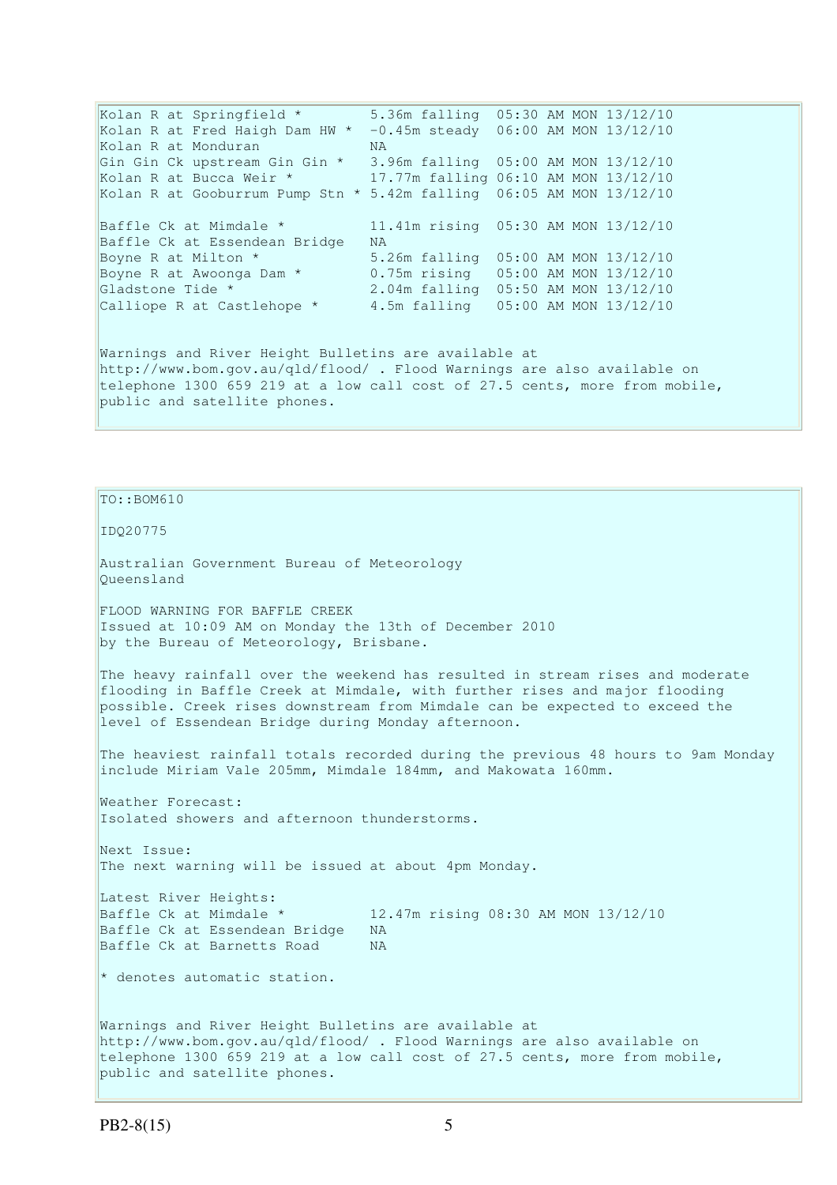```
Kolan R at Springfield *        5.36m falling  05:30 AM MON 13/12/10
Kolan R at Fred Haigh Dam HW *  -0.45m steady  06:00 AM MON 13/12/10
Kolan R at Monduran             NA
Gin Gin Ck upstream Gin Gin *   3.96m falling  05:00 AM MON 13/12/10
Kolan R at Bucca Weir *         17.77m falling 06:10 AM MON 13/12/10
Kolan R at Gooburrum Pump Stn * 5.42m falling  06:05 AM MON 13/12/10

Baffle Ck at Mimdale *          11.41m rising  05:30 AM MON 13/12/10
Baffle Ck at Essendean Bridge   NA
Boyne R at Milton *             5.26m falling  05:00 AM MON 13/12/10
Boyne R at Awoonga Dam *        0.75m rising   05:00 AM MON 13/12/10
Gladstone Tide *                2.04m falling  05:50 AM MON 13/12/10
Calliope R at Castlehope *      4.5m falling   05:00 AM MON 13/12/10
```

Warnings and River Height Bulletins are available at http://www.bom.gov.au/qld/flood/ . Flood Warnings are also available on telephone 1300 659 219 at a low call cost of 27.5 cents, more from mobile, public and satellite phones.

TO::BOM610

IDQ20775

Australian Government Bureau of Meteorology
Queensland

FLOOD WARNING FOR BAFFLE CREEK
Issued at 10:09 AM on Monday the 13th of December 2010
by the Bureau of Meteorology, Brisbane.

The heavy rainfall over the weekend has resulted in stream rises and moderate flooding in Baffle Creek at Mimdale, with further rises and major flooding possible. Creek rises downstream from Mimdale can be expected to exceed the level of Essendean Bridge during Monday afternoon.

The heaviest rainfall totals recorded during the previous 48 hours to 9am Monday include Miriam Vale 205mm, Mimdale 184mm, and Makowata 160mm.

Weather Forecast:
Isolated showers and afternoon thunderstorms.

Next Issue:
The next warning will be issued at about 4pm Monday.

Latest River Heights:

```
Baffle Ck at Mimdale *          12.47m rising 08:30 AM MON 13/12/10
Baffle Ck at Essendean Bridge   NA
Baffle Ck at Barnetts Road      NA
```

* denotes automatic station.

Warnings and River Height Bulletins are available at http://www.bom.gov.au/qld/flood/ . Flood Warnings are also available on telephone 1300 659 219 at a low call cost of 27.5 cents, more from mobile, public and satellite phones.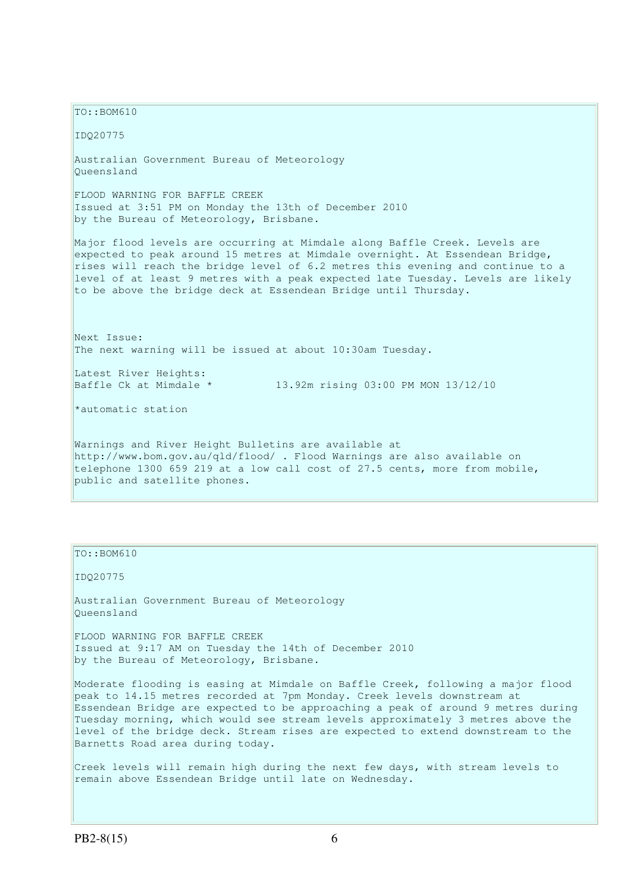TO::BOM610

IDQ20775

Australian Government Bureau of Meteorology
Queensland

FLOOD WARNING FOR BAFFLE CREEK
Issued at 3:51 PM on Monday the 13th of December 2010
by the Bureau of Meteorology, Brisbane.

Major flood levels are occurring at Mimdale along Baffle Creek. Levels are expected to peak around 15 metres at Mimdale overnight. At Essendean Bridge, rises will reach the bridge level of 6.2 metres this evening and continue to a level of at least 9 metres with a peak expected late Tuesday. Levels are likely to be above the bridge deck at Essendean Bridge until Thursday.

Next Issue:
The next warning will be issued at about 10:30am Tuesday.

Latest River Heights:
Baffle Ck at Mimdale *          13.92m rising 03:00 PM MON 13/12/10

*automatic station

Warnings and River Height Bulletins are available at http://www.bom.gov.au/qld/flood/ . Flood Warnings are also available on telephone 1300 659 219 at a low call cost of 27.5 cents, more from mobile, public and satellite phones.

TO::BOM610

IDQ20775

Australian Government Bureau of Meteorology
Queensland

FLOOD WARNING FOR BAFFLE CREEK
Issued at 9:17 AM on Tuesday the 14th of December 2010
by the Bureau of Meteorology, Brisbane.

Moderate flooding is easing at Mimdale on Baffle Creek, following a major flood peak to 14.15 metres recorded at 7pm Monday. Creek levels downstream at Essendean Bridge are expected to be approaching a peak of around 9 metres during Tuesday morning, which would see stream levels approximately 3 metres above the level of the bridge deck. Stream rises are expected to extend downstream to the Barnetts Road area during today.

Creek levels will remain high during the next few days, with stream levels to remain above Essendean Bridge until late on Wednesday.

PB2-8(15)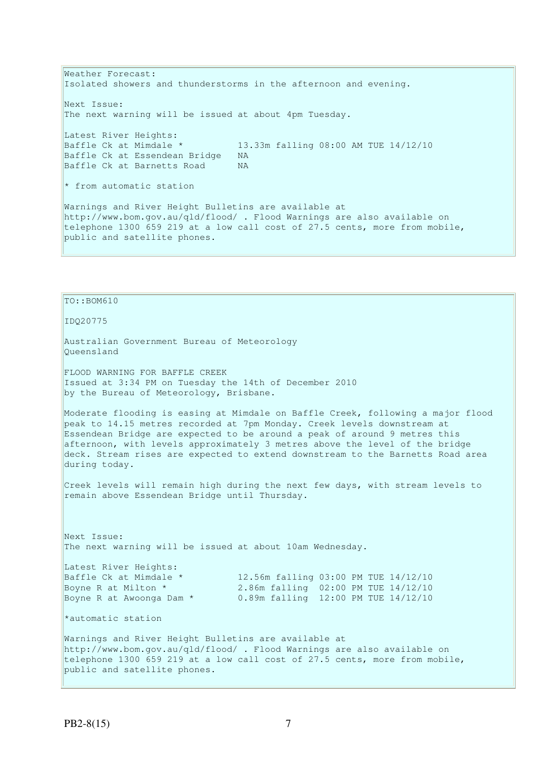Weather Forecast:
Isolated showers and thunderstorms in the afternoon and evening.

Next Issue:
The next warning will be issued at about 4pm Tuesday.

Latest River Heights:

```
Baffle Ck at Mimdale *          13.33m falling 08:00 AM TUE 14/12/10
Baffle Ck at Essendean Bridge   NA
Baffle Ck at Barnetts Road      NA
```

* from automatic station

Warnings and River Height Bulletins are available at http://www.bom.gov.au/qld/flood/ . Flood Warnings are also available on telephone 1300 659 219 at a low call cost of 27.5 cents, more from mobile, public and satellite phones.

---

TO::BOM610

IDQ20775

Australian Government Bureau of Meteorology
Queensland

FLOOD WARNING FOR BAFFLE CREEK
Issued at 3:34 PM on Tuesday the 14th of December 2010
by the Bureau of Meteorology, Brisbane.

Moderate flooding is easing at Mimdale on Baffle Creek, following a major flood peak to 14.15 metres recorded at 7pm Monday. Creek levels downstream at Essendean Bridge are expected to be around a peak of around 9 metres this afternoon, with levels approximately 3 metres above the level of the bridge deck. Stream rises are expected to extend downstream to the Barnetts Road area during today.

Creek levels will remain high during the next few days, with stream levels to remain above Essendean Bridge until Thursday.

Next Issue:
The next warning will be issued at about 10am Wednesday.

Latest River Heights:

```
Baffle Ck at Mimdale *          12.56m falling 03:00 PM TUE 14/12/10
Boyne R at Milton *             2.86m falling  02:00 PM TUE 14/12/10
Boyne R at Awoonga Dam *        0.89m falling  12:00 PM TUE 14/12/10
```

*automatic station

Warnings and River Height Bulletins are available at http://www.bom.gov.au/qld/flood/ . Flood Warnings are also available on telephone 1300 659 219 at a low call cost of 27.5 cents, more from mobile, public and satellite phones.

PB2-8(15)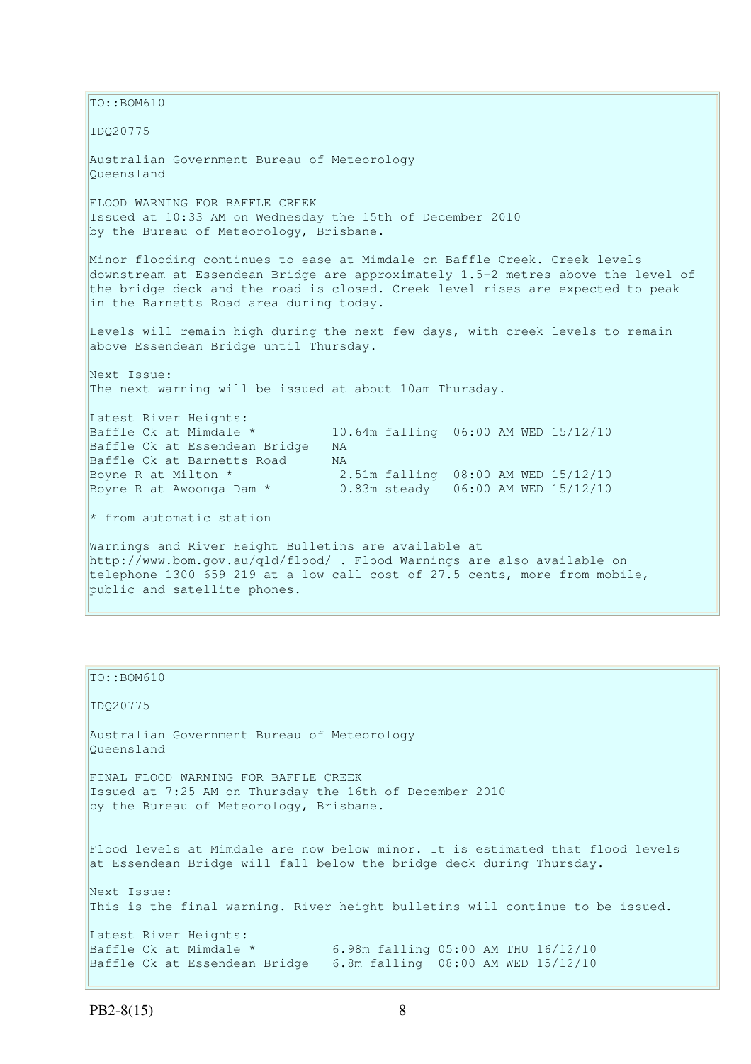TO::BOM610

IDQ20775

Australian Government Bureau of Meteorology
Queensland

FLOOD WARNING FOR BAFFLE CREEK
Issued at 10:33 AM on Wednesday the 15th of December 2010
by the Bureau of Meteorology, Brisbane.

Minor flooding continues to ease at Mimdale on Baffle Creek. Creek levels downstream at Essendean Bridge are approximately 1.5-2 metres above the level of the bridge deck and the road is closed. Creek level rises are expected to peak in the Barnetts Road area during today.

Levels will remain high during the next few days, with creek levels to remain above Essendean Bridge until Thursday.

Next Issue:
The next warning will be issued at about 10am Thursday.

Latest River Heights:

```
Baffle Ck at Mimdale *          10.64m falling  06:00 AM WED 15/12/10
Baffle Ck at Essendean Bridge   NA
Baffle Ck at Barnetts Road      NA
Boyne R at Milton *              2.51m falling  08:00 AM WED 15/12/10
Boyne R at Awoonga Dam *         0.83m steady   06:00 AM WED 15/12/10
```

* from automatic station

Warnings and River Height Bulletins are available at http://www.bom.gov.au/qld/flood/ . Flood Warnings are also available on telephone 1300 659 219 at a low call cost of 27.5 cents, more from mobile, public and satellite phones.

---

TO::BOM610

IDQ20775

Australian Government Bureau of Meteorology
Queensland

FINAL FLOOD WARNING FOR BAFFLE CREEK
Issued at 7:25 AM on Thursday the 16th of December 2010
by the Bureau of Meteorology, Brisbane.

Flood levels at Mimdale are now below minor. It is estimated that flood levels at Essendean Bridge will fall below the bridge deck during Thursday.

Next Issue:
This is the final warning. River height bulletins will continue to be issued.

Latest River Heights:

```
Baffle Ck at Mimdale *          6.98m falling 05:00 AM THU 16/12/10
Baffle Ck at Essendean Bridge   6.8m falling  08:00 AM WED 15/12/10
```

PB2-8(15)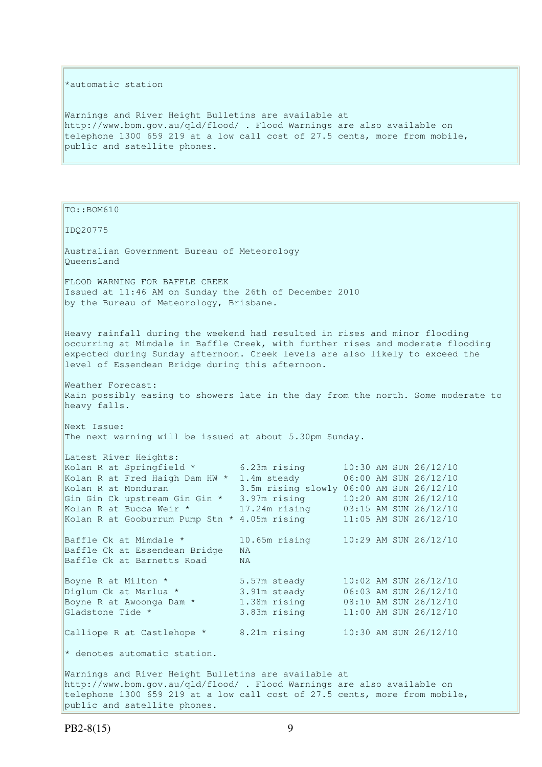*automatic station

Warnings and River Height Bulletins are available at http://www.bom.gov.au/qld/flood/ . Flood Warnings are also available on telephone 1300 659 219 at a low call cost of 27.5 cents, more from mobile, public and satellite phones.

TO::BOM610

IDQ20775

Australian Government Bureau of Meteorology
Queensland

FLOOD WARNING FOR BAFFLE CREEK
Issued at 11:46 AM on Sunday the 26th of December 2010
by the Bureau of Meteorology, Brisbane.

Heavy rainfall during the weekend had resulted in rises and minor flooding occurring at Mimdale in Baffle Creek, with further rises and moderate flooding expected during Sunday afternoon. Creek levels are also likely to exceed the level of Essendean Bridge during this afternoon.

Weather Forecast:
Rain possibly easing to showers late in the day from the north. Some moderate to heavy falls.

Next Issue:
The next warning will be issued at about 5.30pm Sunday.

Latest River Heights:

```
Kolan R at Springfield *        6.23m rising       10:30 AM SUN 26/12/10
Kolan R at Fred Haigh Dam HW *  1.4m steady        06:00 AM SUN 26/12/10
Kolan R at Monduran             3.5m rising slowly 06:00 AM SUN 26/12/10
Gin Gin Ck upstream Gin Gin *   3.97m rising       10:20 AM SUN 26/12/10
Kolan R at Bucca Weir *         17.24m rising      03:15 AM SUN 26/12/10
Kolan R at Gooburrum Pump Stn * 4.05m rising       11:05 AM SUN 26/12/10

Baffle Ck at Mimdale *          10.65m rising      10:29 AM SUN 26/12/10
Baffle Ck at Essendean Bridge   NA
Baffle Ck at Barnetts Road      NA

Boyne R at Milton *             5.57m steady       10:02 AM SUN 26/12/10
Diglum Ck at Marlua *           3.91m steady       06:03 AM SUN 26/12/10
Boyne R at Awoonga Dam *        1.38m rising       08:10 AM SUN 26/12/10
Gladstone Tide *                3.83m rising       11:00 AM SUN 26/12/10

Calliope R at Castlehope *      8.21m rising       10:30 AM SUN 26/12/10
```

* denotes automatic station.

Warnings and River Height Bulletins are available at http://www.bom.gov.au/qld/flood/ . Flood Warnings are also available on telephone 1300 659 219 at a low call cost of 27.5 cents, more from mobile, public and satellite phones.

PB2-8(15)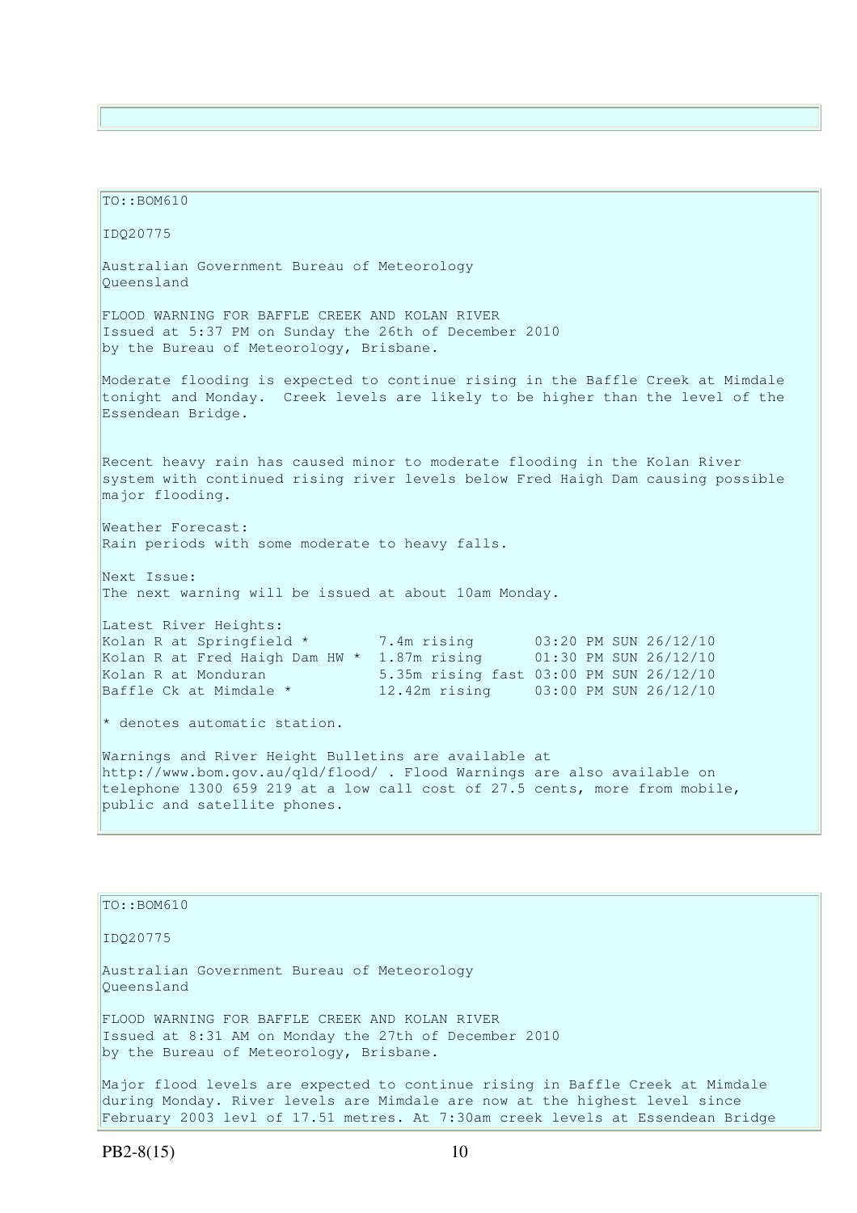TO::BOM610

IDQ20775

Australian Government Bureau of Meteorology
Queensland

FLOOD WARNING FOR BAFFLE CREEK AND KOLAN RIVER
Issued at 5:37 PM on Sunday the 26th of December 2010
by the Bureau of Meteorology, Brisbane.

Moderate flooding is expected to continue rising in the Baffle Creek at Mimdale tonight and Monday. Creek levels are likely to be higher than the level of the Essendean Bridge.

Recent heavy rain has caused minor to moderate flooding in the Kolan River system with continued rising river levels below Fred Haigh Dam causing possible major flooding.

Weather Forecast:
Rain periods with some moderate to heavy falls.

Next Issue:
The next warning will be issued at about 10am Monday.

Latest River Heights:

```
Kolan R at Springfield *        7.4m rising       03:20 PM SUN 26/12/10
Kolan R at Fred Haigh Dam HW *  1.87m rising      01:30 PM SUN 26/12/10
Kolan R at Monduran             5.35m rising fast 03:00 PM SUN 26/12/10
Baffle Ck at Mimdale *          12.42m rising     03:00 PM SUN 26/12/10
```

* denotes automatic station.

Warnings and River Height Bulletins are available at http://www.bom.gov.au/qld/flood/ . Flood Warnings are also available on telephone 1300 659 219 at a low call cost of 27.5 cents, more from mobile, public and satellite phones.

TO::BOM610

IDQ20775

Australian Government Bureau of Meteorology
Queensland

FLOOD WARNING FOR BAFFLE CREEK AND KOLAN RIVER
Issued at 8:31 AM on Monday the 27th of December 2010
by the Bureau of Meteorology, Brisbane.

Major flood levels are expected to continue rising in Baffle Creek at Mimdale during Monday. River levels are Mimdale are now at the highest level since February 2003 levl of 17.51 metres. At 7:30am creek levels at Essendean Bridge

PB2-8(15)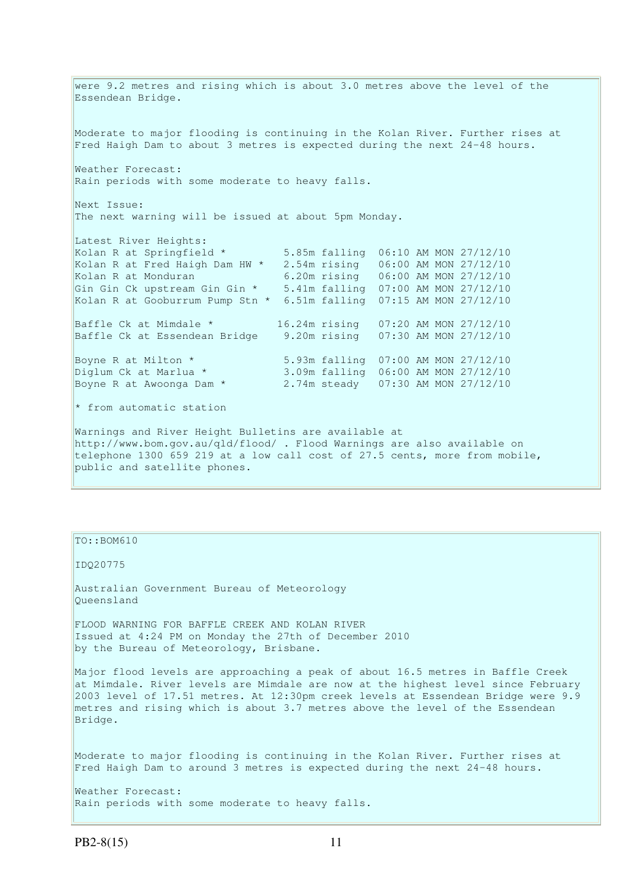were 9.2 metres and rising which is about 3.0 metres above the level of the Essendean Bridge.

Moderate to major flooding is continuing in the Kolan River. Further rises at Fred Haigh Dam to about 3 metres is expected during the next 24-48 hours.

Weather Forecast:
Rain periods with some moderate to heavy falls.

Next Issue:
The next warning will be issued at about 5pm Monday.

Latest River Heights:

```
Kolan R at Springfield *         5.85m falling  06:10 AM MON 27/12/10
Kolan R at Fred Haigh Dam HW *   2.54m rising   06:00 AM MON 27/12/10
Kolan R at Monduran              6.20m rising   06:00 AM MON 27/12/10
Gin Gin Ck upstream Gin Gin *    5.41m falling  07:00 AM MON 27/12/10
Kolan R at Gooburrum Pump Stn *  6.51m falling  07:15 AM MON 27/12/10

Baffle Ck at Mimdale *          16.24m rising   07:20 AM MON 27/12/10
Baffle Ck at Essendean Bridge    9.20m rising   07:30 AM MON 27/12/10

Boyne R at Milton *              5.93m falling  07:00 AM MON 27/12/10
Diglum Ck at Marlua *            3.09m falling  06:00 AM MON 27/12/10
Boyne R at Awoonga Dam *         2.74m steady   07:30 AM MON 27/12/10
```

* from automatic station

Warnings and River Height Bulletins are available at http://www.bom.gov.au/qld/flood/ . Flood Warnings are also available on telephone 1300 659 219 at a low call cost of 27.5 cents, more from mobile, public and satellite phones.

---

TO::BOM610

IDQ20775

Australian Government Bureau of Meteorology
Queensland

FLOOD WARNING FOR BAFFLE CREEK AND KOLAN RIVER
Issued at 4:24 PM on Monday the 27th of December 2010
by the Bureau of Meteorology, Brisbane.

Major flood levels are approaching a peak of about 16.5 metres in Baffle Creek at Mimdale. River levels are Mimdale are now at the highest level since February 2003 level of 17.51 metres. At 12:30pm creek levels at Essendean Bridge were 9.9 metres and rising which is about 3.7 metres above the level of the Essendean Bridge.

Moderate to major flooding is continuing in the Kolan River. Further rises at Fred Haigh Dam to around 3 metres is expected during the next 24-48 hours.

Weather Forecast:
Rain periods with some moderate to heavy falls.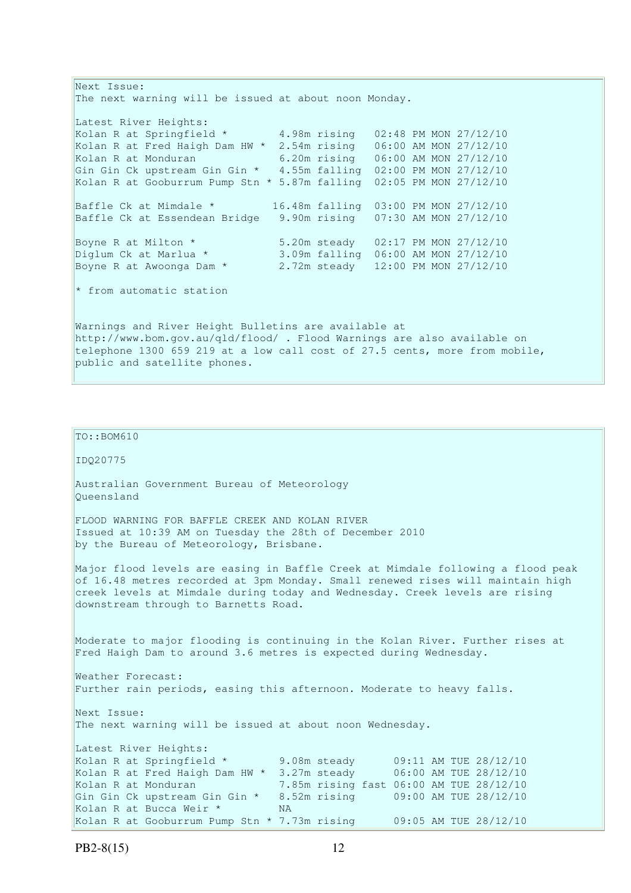Next Issue:
The next warning will be issued at about noon Monday.

Latest River Heights:

```
Kolan R at Springfield *        4.98m rising   02:48 PM MON 27/12/10
Kolan R at Fred Haigh Dam HW *  2.54m rising   06:00 AM MON 27/12/10
Kolan R at Monduran             6.20m rising   06:00 AM MON 27/12/10
Gin Gin Ck upstream Gin Gin *   4.55m falling  02:00 PM MON 27/12/10
Kolan R at Gooburrum Pump Stn * 5.87m falling  02:05 PM MON 27/12/10

Baffle Ck at Mimdale *         16.48m falling  03:00 PM MON 27/12/10
Baffle Ck at Essendean Bridge   9.90m rising   07:30 AM MON 27/12/10

Boyne R at Milton *             5.20m steady   02:17 PM MON 27/12/10
Diglum Ck at Marlua *           3.09m falling  06:00 AM MON 27/12/10
Boyne R at Awoonga Dam *        2.72m steady   12:00 PM MON 27/12/10
```

* from automatic station

Warnings and River Height Bulletins are available at http://www.bom.gov.au/qld/flood/ . Flood Warnings are also available on telephone 1300 659 219 at a low call cost of 27.5 cents, more from mobile, public and satellite phones.

---

TO::BOM610

IDQ20775

Australian Government Bureau of Meteorology
Queensland

FLOOD WARNING FOR BAFFLE CREEK AND KOLAN RIVER
Issued at 10:39 AM on Tuesday the 28th of December 2010
by the Bureau of Meteorology, Brisbane.

Major flood levels are easing in Baffle Creek at Mimdale following a flood peak of 16.48 metres recorded at 3pm Monday. Small renewed rises will maintain high creek levels at Mimdale during today and Wednesday. Creek levels are rising downstream through to Barnetts Road.

Moderate to major flooding is continuing in the Kolan River. Further rises at Fred Haigh Dam to around 3.6 metres is expected during Wednesday.

Weather Forecast:
Further rain periods, easing this afternoon. Moderate to heavy falls.

Next Issue:
The next warning will be issued at about noon Wednesday.

Latest River Heights:

```
Kolan R at Springfield *        9.08m steady      09:11 AM TUE 28/12/10
Kolan R at Fred Haigh Dam HW *  3.27m steady      06:00 AM TUE 28/12/10
Kolan R at Monduran             7.85m rising fast 06:00 AM TUE 28/12/10
Gin Gin Ck upstream Gin Gin *   8.52m rising      09:00 AM TUE 28/12/10
Kolan R at Bucca Weir *         NA
Kolan R at Gooburrum Pump Stn * 7.73m rising      09:05 AM TUE 28/12/10
```

PB2-8(15)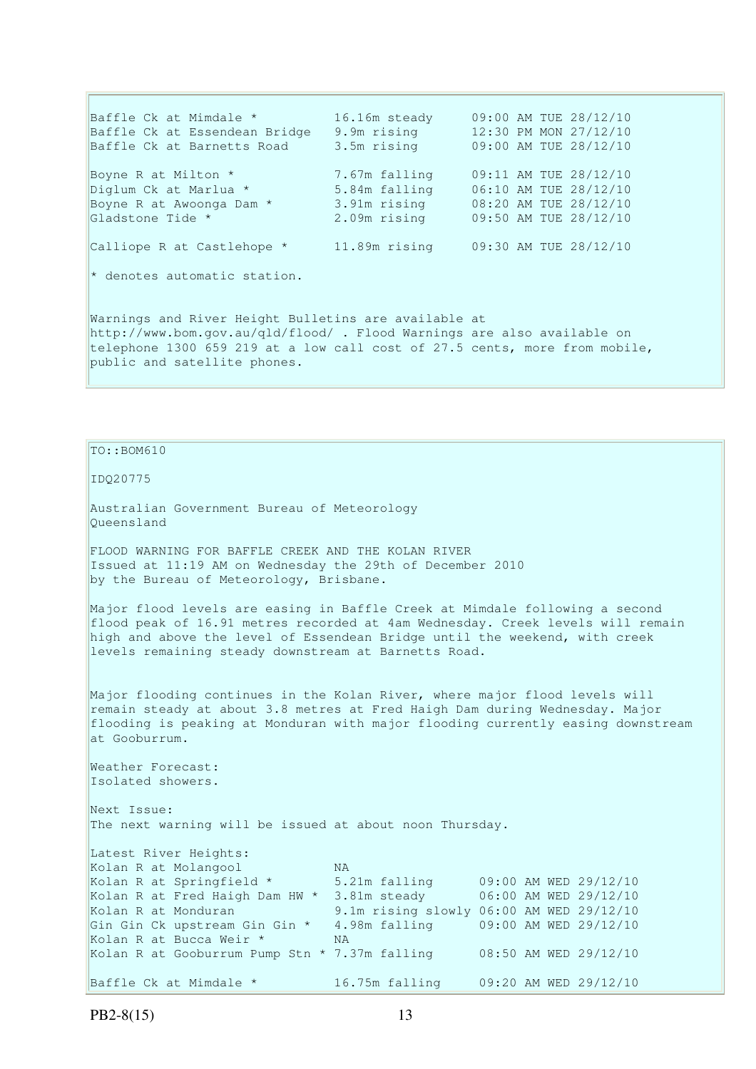| | | |
|---|---|---|
| Baffle Ck at Mimdale * | 16.16m steady | 09:00 AM TUE 28/12/10 |
| Baffle Ck at Essendean Bridge | 9.9m rising | 12:30 PM MON 27/12/10 |
| Baffle Ck at Barnetts Road | 3.5m rising | 09:00 AM TUE 28/12/10 |
| Boyne R at Milton * | 7.67m falling | 09:11 AM TUE 28/12/10 |
| Diglum Ck at Marlua * | 5.84m falling | 06:10 AM TUE 28/12/10 |
| Boyne R at Awoonga Dam * | 3.91m rising | 08:20 AM TUE 28/12/10 |
| Gladstone Tide * | 2.09m rising | 09:50 AM TUE 28/12/10 |
| Calliope R at Castlehope * | 11.89m rising | 09:30 AM TUE 28/12/10 |

* denotes automatic station.

Warnings and River Height Bulletins are available at http://www.bom.gov.au/qld/flood/ . Flood Warnings are also available on telephone 1300 659 219 at a low call cost of 27.5 cents, more from mobile, public and satellite phones.

TO::BOM610

IDQ20775

Australian Government Bureau of Meteorology
Queensland

FLOOD WARNING FOR BAFFLE CREEK AND THE KOLAN RIVER
Issued at 11:19 AM on Wednesday the 29th of December 2010
by the Bureau of Meteorology, Brisbane.

Major flood levels are easing in Baffle Creek at Mimdale following a second flood peak of 16.91 metres recorded at 4am Wednesday. Creek levels will remain high and above the level of Essendean Bridge until the weekend, with creek levels remaining steady downstream at Barnetts Road.

Major flooding continues in the Kolan River, where major flood levels will remain steady at about 3.8 metres at Fred Haigh Dam during Wednesday. Major flooding is peaking at Monduran with major flooding currently easing downstream at Gooburrum.

Weather Forecast:
Isolated showers.

Next Issue:
The next warning will be issued at about noon Thursday.

Latest River Heights:

| | | |
|---|---|---|
| Kolan R at Molangool | NA | |
| Kolan R at Springfield * | 5.21m falling | 09:00 AM WED 29/12/10 |
| Kolan R at Fred Haigh Dam HW * | 3.81m steady | 06:00 AM WED 29/12/10 |
| Kolan R at Monduran | 9.1m rising slowly | 06:00 AM WED 29/12/10 |
| Gin Gin Ck upstream Gin Gin * | 4.98m falling | 09:00 AM WED 29/12/10 |
| Kolan R at Bucca Weir * | NA | |
| Kolan R at Gooburrum Pump Stn * | 7.37m falling | 08:50 AM WED 29/12/10 |
| Baffle Ck at Mimdale * | 16.75m falling | 09:20 AM WED 29/12/10 |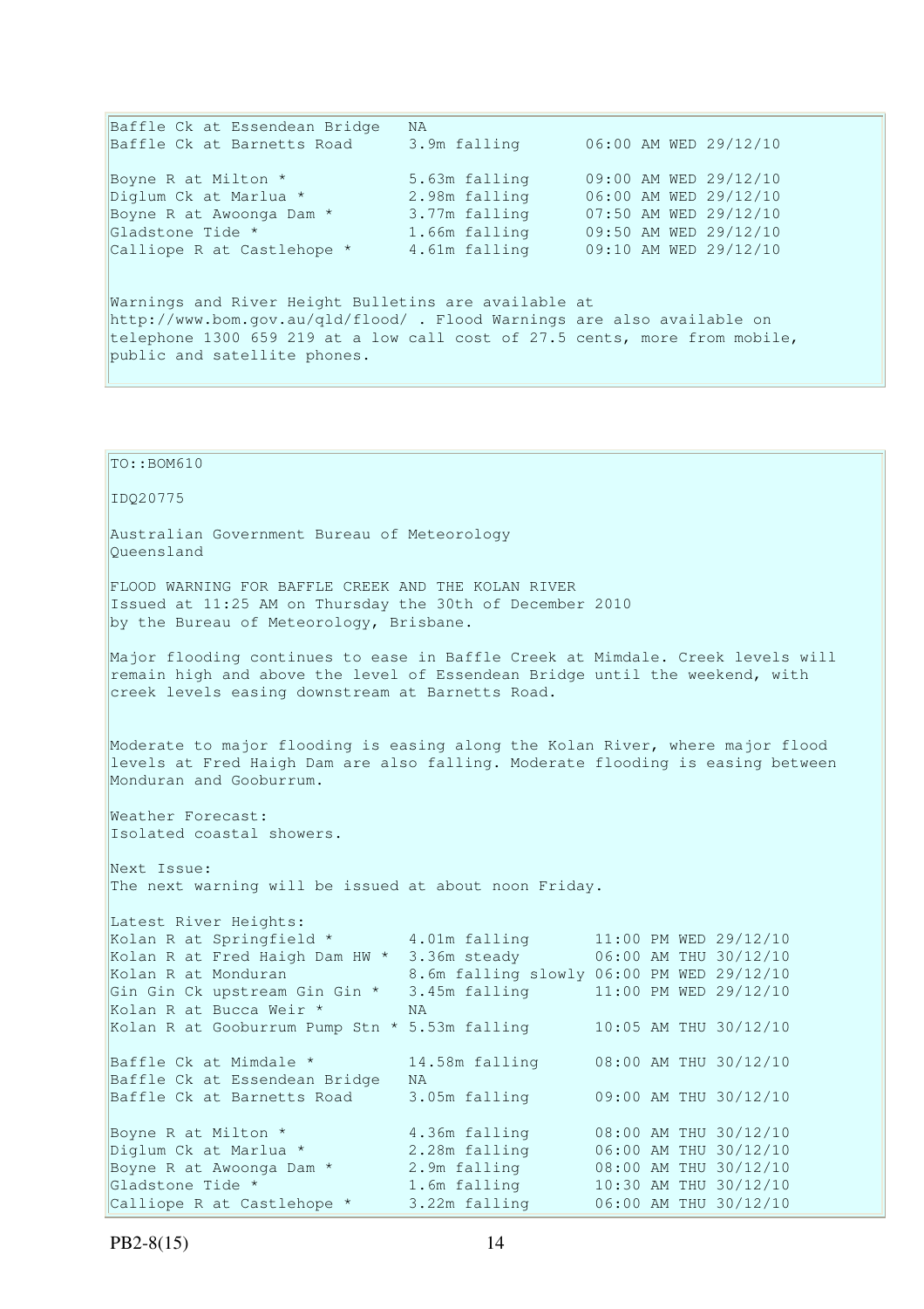```
Baffle Ck at Essendean Bridge   NA
Baffle Ck at Barnetts Road      3.9m falling       06:00 AM WED 29/12/10

Boyne R at Milton *             5.63m falling      09:00 AM WED 29/12/10
Diglum Ck at Marlua *           2.98m falling      06:00 AM WED 29/12/10
Boyne R at Awoonga Dam *        3.77m falling      07:50 AM WED 29/12/10
Gladstone Tide *                1.66m falling      09:50 AM WED 29/12/10
Calliope R at Castlehope *      4.61m falling      09:10 AM WED 29/12/10
```

Warnings and River Height Bulletins are available at http://www.bom.gov.au/qld/flood/ . Flood Warnings are also available on telephone 1300 659 219 at a low call cost of 27.5 cents, more from mobile, public and satellite phones.

TO::BOM610

IDQ20775

Australian Government Bureau of Meteorology
Queensland

FLOOD WARNING FOR BAFFLE CREEK AND THE KOLAN RIVER
Issued at 11:25 AM on Thursday the 30th of December 2010
by the Bureau of Meteorology, Brisbane.

Major flooding continues to ease in Baffle Creek at Mimdale. Creek levels will remain high and above the level of Essendean Bridge until the weekend, with creek levels easing downstream at Barnetts Road.

Moderate to major flooding is easing along the Kolan River, where major flood levels at Fred Haigh Dam are also falling. Moderate flooding is easing between Monduran and Gooburrum.

Weather Forecast:
Isolated coastal showers.

Next Issue:
The next warning will be issued at about noon Friday.

Latest River Heights:

```
Kolan R at Springfield *        4.01m falling       11:00 PM WED 29/12/10
Kolan R at Fred Haigh Dam HW *  3.36m steady        06:00 AM THU 30/12/10
Kolan R at Monduran             8.6m falling slowly 06:00 PM WED 29/12/10
Gin Gin Ck upstream Gin Gin *   3.45m falling       11:00 PM WED 29/12/10
Kolan R at Bucca Weir *         NA
Kolan R at Gooburrum Pump Stn * 5.53m falling       10:05 AM THU 30/12/10

Baffle Ck at Mimdale *          14.58m falling      08:00 AM THU 30/12/10
Baffle Ck at Essendean Bridge   NA
Baffle Ck at Barnetts Road      3.05m falling       09:00 AM THU 30/12/10

Boyne R at Milton *             4.36m falling       08:00 AM THU 30/12/10
Diglum Ck at Marlua *           2.28m falling       06:00 AM THU 30/12/10
Boyne R at Awoonga Dam *        2.9m falling        08:00 AM THU 30/12/10
Gladstone Tide *                1.6m falling        10:30 AM THU 30/12/10
Calliope R at Castlehope *      3.22m falling       06:00 AM THU 30/12/10
```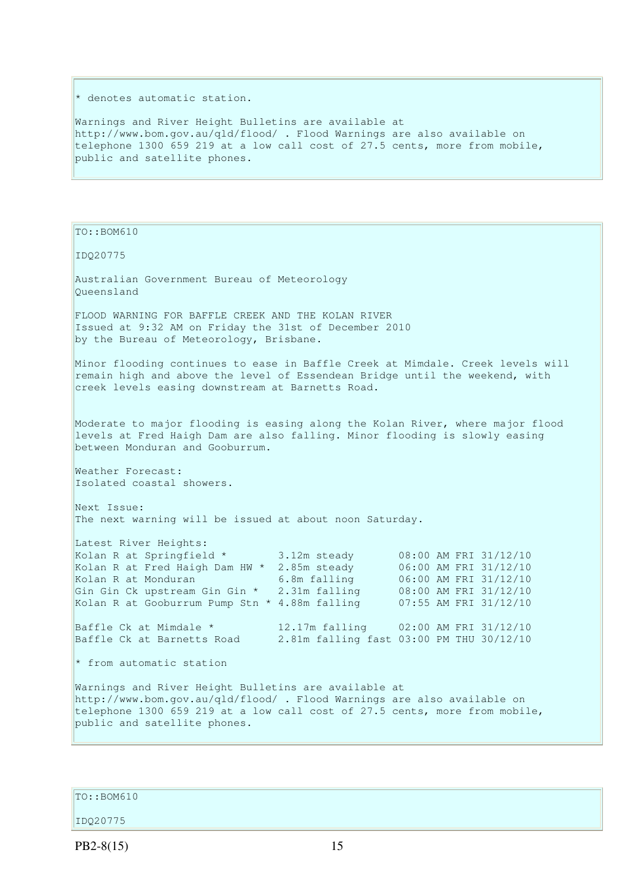* denotes automatic station.

Warnings and River Height Bulletins are available at http://www.bom.gov.au/qld/flood/ . Flood Warnings are also available on telephone 1300 659 219 at a low call cost of 27.5 cents, more from mobile, public and satellite phones.

TO::BOM610

IDQ20775

Australian Government Bureau of Meteorology
Queensland

FLOOD WARNING FOR BAFFLE CREEK AND THE KOLAN RIVER
Issued at 9:32 AM on Friday the 31st of December 2010
by the Bureau of Meteorology, Brisbane.

Minor flooding continues to ease in Baffle Creek at Mimdale. Creek levels will remain high and above the level of Essendean Bridge until the weekend, with creek levels easing downstream at Barnetts Road.

Moderate to major flooding is easing along the Kolan River, where major flood levels at Fred Haigh Dam are also falling. Minor flooding is slowly easing between Monduran and Gooburrum.

Weather Forecast:
Isolated coastal showers.

Next Issue:
The next warning will be issued at about noon Saturday.

Latest River Heights:

```
Kolan R at Springfield *         3.12m steady        08:00 AM FRI 31/12/10
Kolan R at Fred Haigh Dam HW *   2.85m steady        06:00 AM FRI 31/12/10
Kolan R at Monduran              6.8m falling        06:00 AM FRI 31/12/10
Gin Gin Ck upstream Gin Gin *    2.31m falling       08:00 AM FRI 31/12/10
Kolan R at Gooburrum Pump Stn *  4.88m falling       07:55 AM FRI 31/12/10

Baffle Ck at Mimdale *           12.17m falling      02:00 AM FRI 31/12/10
Baffle Ck at Barnetts Road       2.81m falling fast  03:00 PM THU 30/12/10
```

* from automatic station

Warnings and River Height Bulletins are available at http://www.bom.gov.au/qld/flood/ . Flood Warnings are also available on telephone 1300 659 219 at a low call cost of 27.5 cents, more from mobile, public and satellite phones.

TO::BOM610

IDQ20775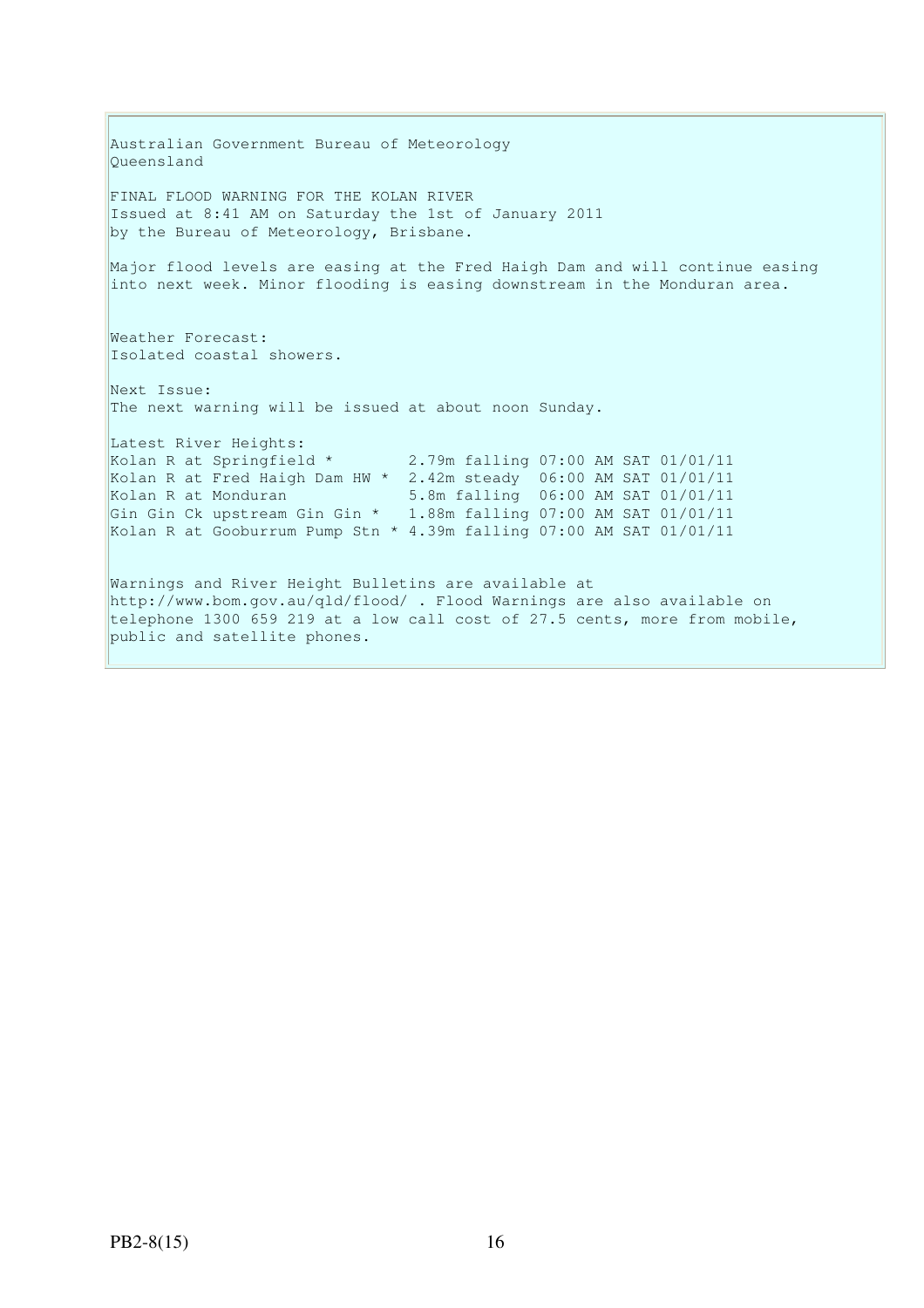Australian Government Bureau of Meteorology
Queensland

FINAL FLOOD WARNING FOR THE KOLAN RIVER
Issued at 8:41 AM on Saturday the 1st of January 2011
by the Bureau of Meteorology, Brisbane.

Major flood levels are easing at the Fred Haigh Dam and will continue easing into next week. Minor flooding is easing downstream in the Monduran area.

Weather Forecast:
Isolated coastal showers.

Next Issue:
The next warning will be issued at about noon Sunday.

Latest River Heights:

```
Kolan R at Springfield *        2.79m falling 07:00 AM SAT 01/01/11
Kolan R at Fred Haigh Dam HW *  2.42m steady  06:00 AM SAT 01/01/11
Kolan R at Monduran             5.8m falling  06:00 AM SAT 01/01/11
Gin Gin Ck upstream Gin Gin *   1.88m falling 07:00 AM SAT 01/01/11
Kolan R at Gooburrum Pump Stn * 4.39m falling 07:00 AM SAT 01/01/11
```

Warnings and River Height Bulletins are available at http://www.bom.gov.au/qld/flood/ . Flood Warnings are also available on telephone 1300 659 219 at a low call cost of 27.5 cents, more from mobile, public and satellite phones.

PB2-8(15)